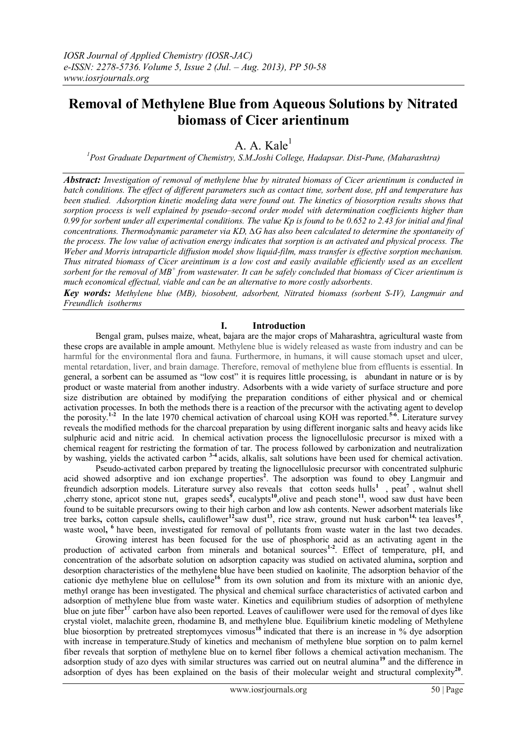# Removal of Methylene Blue from Aqueous Solutions by Nitrated biomass of Cicer arientinum

A. A. Kale[1]

[1]*Post Graduate Department of Chemistry, S.M.Joshi College, Hadapsar. Dist-Pune, (Maharashtra)*

***Abstract:*** *Investigation of removal of methylene blue by nitrated biomass of Cicer arientinum is conducted in batch conditions. The effect of different parameters such as contact time, sorbent dose, pH and temperature has been studied. Adsorption kinetic modeling data were found out. The kinetics of biosorption results shows that sorption process is well explained by pseudo–second order model with determination coefficients higher than 0.99 for sorbent under all experimental conditions. The value Kp is found to be 0.652 to 2.43 for initial and final concentrations. Thermodynamic parameter via KD, ∆G has also been calculated to determine the spontaneity of the process. The low value of activation energy indicates that sorption is an activated and physical process. The Weber and Morris intraparticle diffusion model show liquid-film, mass transfer is effective sorption mechanism. Thus nitrated biomass of Cicer areintinum is a low cost and easily available efficiently used as an excellent sorbent for the removal of $MB^+$ from wastewater. It can be safely concluded that biomass of Cicer arientinum is much economical effectual, viable and can be an alternative to more costly adsorbents.*

***Key words:*** *Methylene blue (MB), biosobent, adsorbent, Nitrated biomass (sorbent S-IV), Langmuir and Freundlich isotherms*

## I. Introduction

Bengal gram, pulses maize, wheat, bajara are the major crops of Maharashtra, agricultural waste from these crops are available in ample amount. Methylene blue is widely released as waste from industry and can be harmful for the environmental flora and fauna. Furthermore, in humans, it will cause stomach upset and ulcer, mental retardation, liver, and brain damage. Therefore, removal of methylene blue from effluents is essential. In general, a sorbent can be assumed as "low cost" it is requires little processing, is abundant in nature or is by product or waste material from another industry. Adsorbents with a wide variety of surface structure and pore size distribution are obtained by modifying the preparation conditions of either physical and or chemical activation processes. In both the methods there is a reaction of the precursor with the activating agent to develop the porosity.[1-2] In the late 1970 chemical activation of charcoal using KOH was reported.[5-6]. Literature survey reveals the modified methods for the charcoal preparation by using different inorganic salts and heavy acids like sulphuric acid and nitric acid. In chemical activation process the lignocellulosic precursor is mixed with a chemical reagent for restricting the formation of tar. The process followed by carbonization and neutralization by washing, yields the activated carbon [3-4] acids, alkalis, salt solutions have been used for chemical activation.

Pseudo-activated carbon prepared by treating the lignocellulosic precursor with concentrated sulphuric acid showed adsorptive and ion exchange properties[2]. The adsorption was found to obey Langmuir and freundich adsorption models. Literature survey also reveals that cotton seeds hulls[1] , peat[7] , walnut shell ,cherry stone, apricot stone nut, grapes seeds[9], eucalypts[10],olive and peach stone[11], wood saw dust have been found to be suitable precursors owing to their high carbon and low ash contents. Newer adsorbent materials like tree barks, cotton capsule shells, cauliflower[12]saw dust[13], rice straw, ground nut husk carbon[14,] tea leaves[15], waste wool, [6] have been, investigated for removal of pollutants from waste water in the last two decades.

Growing interest has been focused for the use of phosphoric acid as an activating agent in the production of activated carbon from minerals and botanical sources[1-2]. Effect of temperature, pH, and concentration of the adsorbate solution on adsorption capacity was studied on activated alumina, sorption and desorption characteristics of the methylene blue have been studied on kaolinite. The adsorption behavior of the cationic dye methylene blue on cellulose[16] from its own solution and from its mixture with an anionic dye, methyl orange has been investigated. The physical and chemical surface characteristics of activated carbon and adsorption of methylene blue from waste water. Kinetics and equilibrium studies of adsorption of methylene blue on jute fiber[17] carbon have also been reported. Leaves of cauliflower were used for the removal of dyes like crystal violet, malachite green, rhodamine B, and methylene blue. Equilibrium kinetic modeling of Methylene blue biosorption by pretreated streptomyces vimosus[18] indicated that there is an increase in % dye adsorption with increase in temperature.Study of kinetics and mechanism of methylene blue sorption on to palm kernel fiber reveals that sorption of methylene blue on to kernel fiber follows a chemical activation mechanism. The adsorption study of azo dyes with similar structures was carried out on neutral alumina[19] and the difference in adsorption of dyes has been explained on the basis of their molecular weight and structural complexity[20].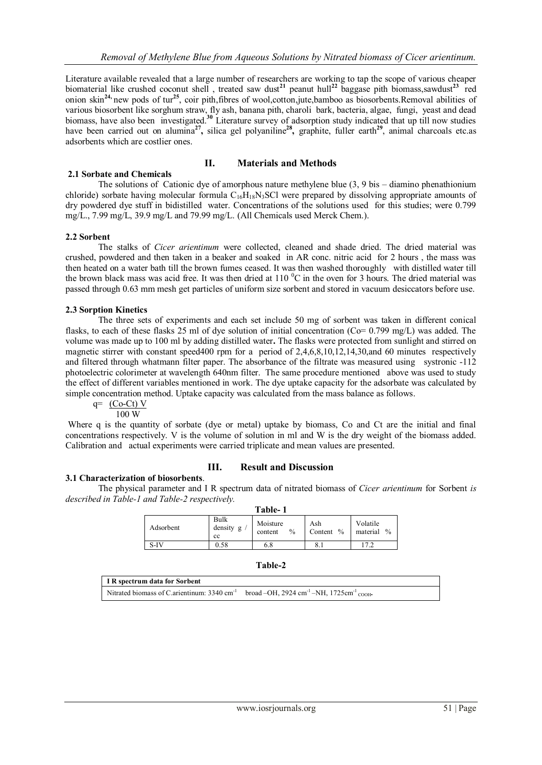Literature available revealed that a large number of researchers are working to tap the scope of various cheaper biomaterial like crushed coconut shell , treated saw dust[21] peanut hull[22] baggase pith biomass,sawdust[23] red onion skin[24], new pods of tur[25], coir pith,fibres of wool,cotton,jute,bamboo as biosorbents.Removal abilities of various biosorbent like sorghum straw, fly ash, banana pith, charoli bark, bacteria, algae, fungi, yeast and dead biomass, have also been investigated.[30] Literature survey of adsorption study indicated that up till now studies have been carried out on alumina[27], silica gel polyaniline[28], graphite, fuller earth[29], animal charcoals etc.as adsorbents which are costlier ones.

## II. Materials and Methods

### 2.1 Sorbate and Chemicals

The solutions of Cationic dye of amorphous nature methylene blue (3, 9 bis – diamino phenathionium chloride) sorbate having molecular formula $C_{16}H_{18}N_3SCl$ were prepared by dissolving appropriate amounts of dry powdered dye stuff in bidistilled water. Concentrations of the solutions used for this studies; were 0.799 mg/L., 7.99 mg/L, 39.9 mg/L and 79.99 mg/L. (All Chemicals used Merck Chem.).

### 2.2 Sorbent

The stalks of *Cicer arientinum* were collected, cleaned and shade dried. The dried material was crushed, powdered and then taken in a beaker and soaked in AR conc. nitric acid for 2 hours , the mass was then heated on a water bath till the brown fumes ceased. It was then washed thoroughly with distilled water till the brown black mass was acid free. It was then dried at 110 $^0$C in the oven for 3 hours. The dried material was passed through 0.63 mm mesh get particles of uniform size sorbent and stored in vacuum desiccators before use.

### 2.3 Sorption Kinetics

The three sets of experiments and each set include 50 mg of sorbent was taken in different conical flasks, to each of these flasks 25 ml of dye solution of initial concentration (Co= 0.799 mg/L) was added. The volume was made up to 100 ml by adding distilled water**.** The flasks were protected from sunlight and stirred on magnetic stirrer with constant speed400 rpm for a period of 2,4,6,8,10,12,14,30,and 60 minutes respectively and filtered through whatmann filter paper. The absorbance of the filtrate was measured using systronic -112 photoelectric colorimeter at wavelength 640nm filter. The same procedure mentioned above was used to study the effect of different variables mentioned in work. The dye uptake capacity for the adsorbate was calculated by simple concentration method. Uptake capacity was calculated from the mass balance as follows.

$$q = \frac{(Co-Ct)\,V}{100\,W}$$

Where q is the quantity of sorbate (dye or metal) uptake by biomass, Co and Ct are the initial and final concentrations respectively. V is the volume of solution in ml and W is the dry weight of the biomass added. Calibration and actual experiments were carried triplicate and mean values are presented.

## III. Result and Discussion

### 3.1 Characterization of biosorbents.

The physical parameter and I R spectrum data of nitrated biomass of *Cicer arientinum* for Sorbent *is described in Table-1 and Table-2 respectively.*

**Table- 1**

| Adsorbent | Bulk density g / cc | Moisture content % | Ash Content % | Volatile material % |
|---|---|---|---|---|
| S-IV | 0.58 | 6.8 | 8.1 | 17.2 |

**Table-2**

| **I R spectrum data for Sorbent** |
|---|
| Nitrated biomass of C.arientinum: 3340 $cm^{-1}$ broad –OH, 2924 $cm^{-1}$ –NH, 1725$cm^{-1}$ $_{COOH}$. |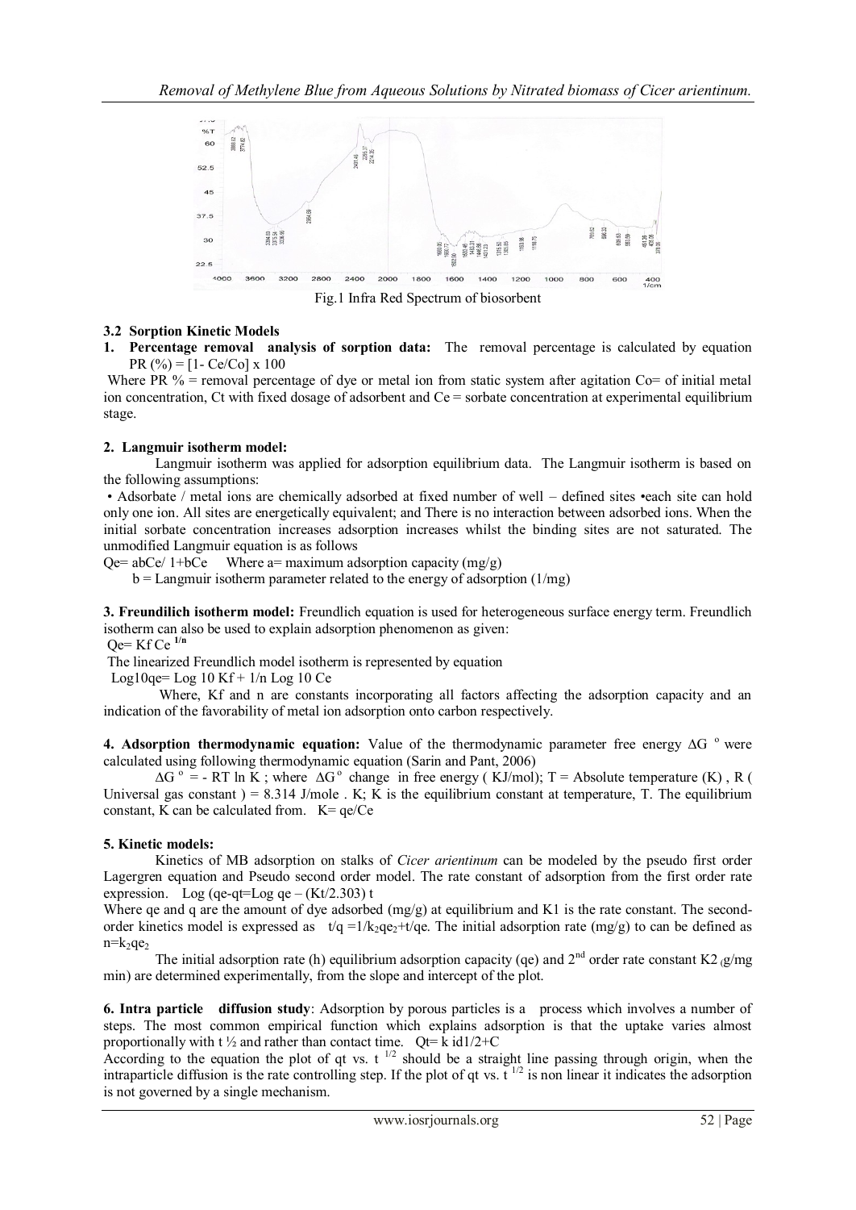Fig.1 Infra Red Spectrum of biosorbent

### 3.2 Sorption Kinetic Models

1. **Percentage removal analysis of sorption data:** The removal percentage is calculated by equation PR (%) = [1- Ce/Co] x 100

Where PR % = removal percentage of dye or metal ion from static system after agitation Co= of initial metal ion concentration, Ct with fixed dosage of adsorbent and Ce = sorbate concentration at experimental equilibrium stage.

**2. Langmuir isotherm model:**

Langmuir isotherm was applied for adsorption equilibrium data. The Langmuir isotherm is based on the following assumptions:

• Adsorbate / metal ions are chemically adsorbed at fixed number of well – defined sites •each site can hold only one ion. All sites are energetically equivalent; and There is no interaction between adsorbed ions. When the initial sorbate concentration increases adsorption increases whilst the binding sites are not saturated. The unmodified Langmuir equation is as follows

Qe= abCe/ 1+bCe  Where a= maximum adsorption capacity (mg/g)

b = Langmuir isotherm parameter related to the energy of adsorption (1/mg)

**3. Freundilich isotherm model:** Freundlich equation is used for heterogeneous surface energy term. Freundlich isotherm can also be used to explain adsorption phenomenon as given:

Qe= Kf Ce $^{1/n}$

The linearized Freundlich model isotherm is represented by equation

Log10qe= Log 10 Kf + 1/n Log 10 Ce

Where, Kf and n are constants incorporating all factors affecting the adsorption capacity and an indication of the favorability of metal ion adsorption onto carbon respectively.

**4. Adsorption thermodynamic equation:** Value of the thermodynamic parameter free energy $\Delta G^o$ were calculated using following thermodynamic equation (Sarin and Pant, 2006)

$\Delta G^o$ = - RT ln K ; where $\Delta G^o$ change in free energy ( KJ/mol); T = Absolute temperature (K) , R ( Universal gas constant ) = 8.314 J/mole . K; K is the equilibrium constant at temperature, T. The equilibrium constant, K can be calculated from. K= qe/Ce

**5. Kinetic models:**

Kinetics of MB adsorption on stalks of *Cicer arientinum* can be modeled by the pseudo first order Lagergren equation and Pseudo second order model. The rate constant of adsorption from the first order rate expression. Log (qe-qt=Log qe – (Kt/2.303) t

Where qe and q are the amount of dye adsorbed (mg/g) at equilibrium and K1 is the rate constant. The second-order kinetics model is expressed as $t/q = 1/k_2qe_2 + t/qe$. The initial adsorption rate (mg/g) to can be defined as $n = k_2qe_2$

The initial adsorption rate (h) equilibrium adsorption capacity (qe) and 2[nd] order rate constant K2 (g/mg min) are determined experimentally, from the slope and intercept of the plot.

**6. Intra particle diffusion study**: Adsorption by porous particles is a process which involves a number of steps. The most common empirical function which explains adsorption is that the uptake varies almost proportionally with t ½ and rather than contact time. Qt= k id1/2+C

According to the equation the plot of qt vs. t $^{1/2}$ should be a straight line passing through origin, when the intraparticle diffusion is the rate controlling step. If the plot of qt vs. t $^{1/2}$ is non linear it indicates the adsorption is not governed by a single mechanism.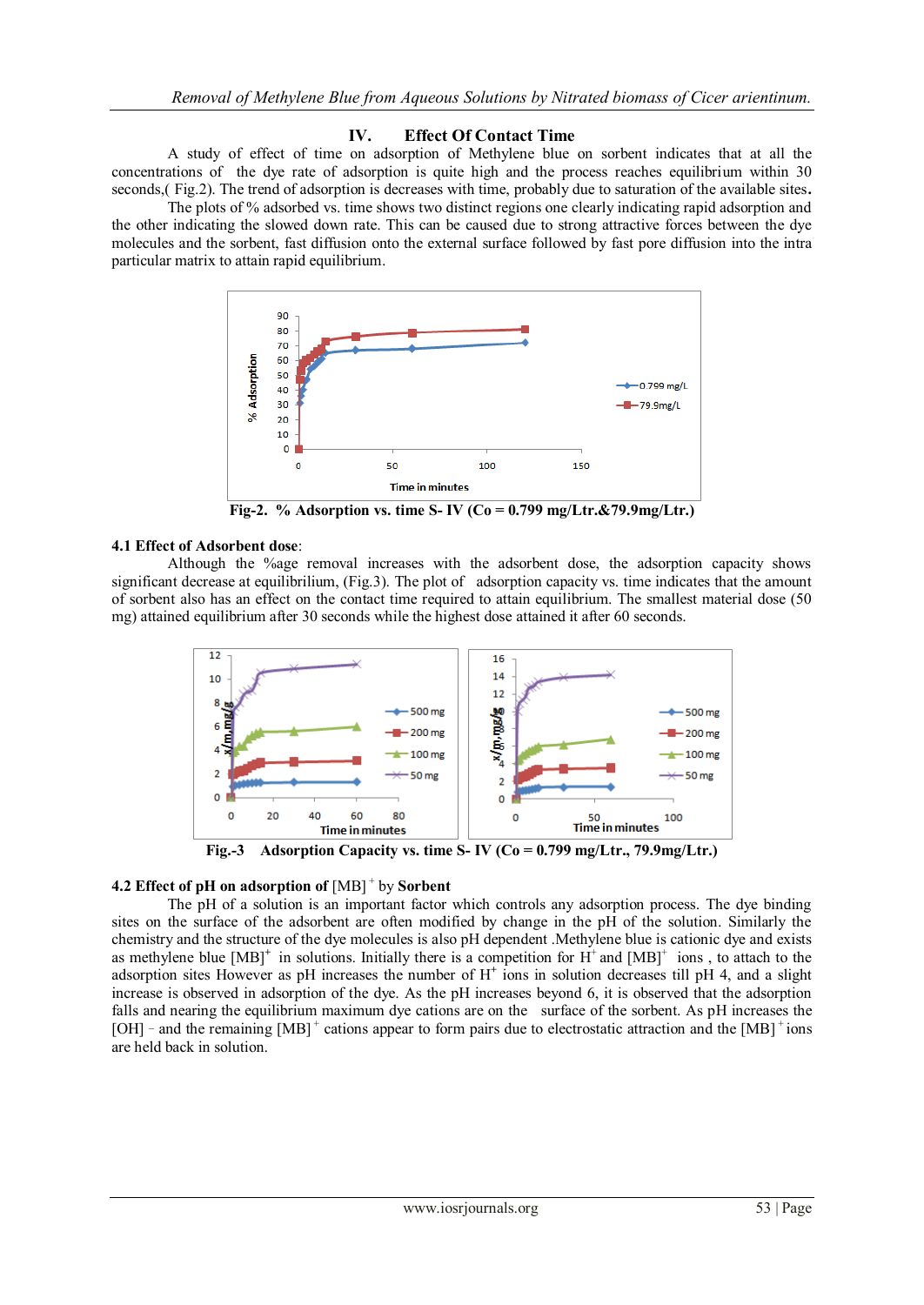## IV. Effect Of Contact Time

A study of effect of time on adsorption of Methylene blue on sorbent indicates that at all the concentrations of the dye rate of adsorption is quite high and the process reaches equilibrium within 30 seconds,( Fig.2). The trend of adsorption is decreases with time, probably due to saturation of the available sites**.**

The plots of % adsorbed vs. time shows two distinct regions one clearly indicating rapid adsorption and the other indicating the slowed down rate. This can be caused due to strong attractive forces between the dye molecules and the sorbent, fast diffusion onto the external surface followed by fast pore diffusion into the intra particular matrix to attain rapid equilibrium.

**Fig-2. % Adsorption vs. time S- IV (Co = 0.799 mg/Ltr.&79.9mg/Ltr.)**

### 4.1 Effect of Adsorbent dose:

Although the %age removal increases with the adsorbent dose, the adsorption capacity shows significant decrease at equilibrium, (Fig.3). The plot of adsorption capacity vs. time indicates that the amount of sorbent also has an effect on the contact time required to attain equilibrium. The smallest material dose (50 mg) attained equilibrium after 30 seconds while the highest dose attained it after 60 seconds.

**Fig.-3 Adsorption Capacity vs. time S- IV (Co = 0.799 mg/Ltr., 79.9mg/Ltr.)**

### 4.2 Effect of pH on adsorption of $[MB]^+$ by Sorbent

The pH of a solution is an important factor which controls any adsorption process. The dye binding sites on the surface of the adsorbent are often modified by change in the pH of the solution. Similarly the chemistry and the structure of the dye molecules is also pH dependent .Methylene blue is cationic dye and exists as methylene blue $[MB]^+$ in solutions. Initially there is a competition for $H^+$ and $[MB]^+$ ions , to attach to the adsorption sites However as pH increases the number of $H^+$ ions in solution decreases till pH 4, and a slight increase is observed in adsorption of the dye. As the pH increases beyond 6, it is observed that the adsorption falls and nearing the equilibrium maximum dye cations are on the surface of the sorbent. As pH increases the $[OH]^-$ and the remaining $[MB]^+$ cations appear to form pairs due to electrostatic attraction and the $[MB]^+$ ions are held back in solution.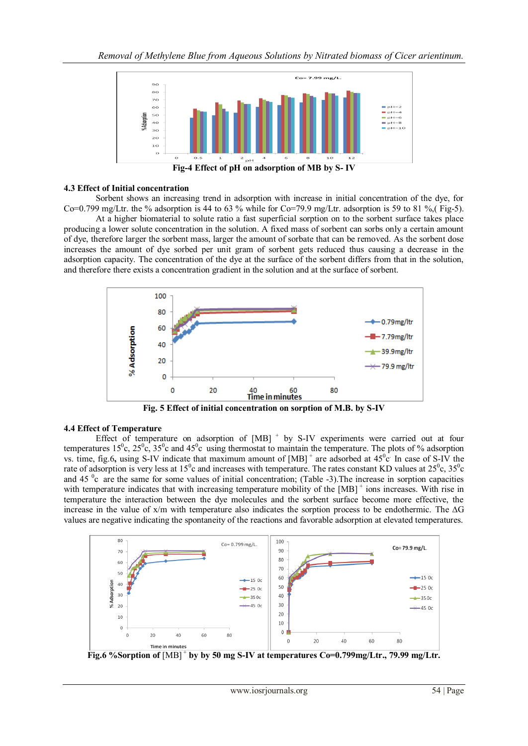Fig-4 Effect of pH on adsorption of MB by S- IV

### 4.3 Effect of Initial concentration

Sorbent shows an increasing trend in adsorption with increase in initial concentration of the dye, for Co=0.799 mg/Ltr. the % adsorption is 44 to 63 % while for Co=79.9 mg/Ltr. adsorption is 59 to 81 %,( Fig-5).

At a higher biomaterial to solute ratio a fast superficial sorption on to the sorbent surface takes place producing a lower solute concentration in the solution. A fixed mass of sorbent can sorbs only a certain amount of dye, therefore larger the sorbent mass, larger the amount of sorbate that can be removed. As the sorbent dose increases the amount of dye sorbed per unit gram of sorbent gets reduced thus causing a decrease in the adsorption capacity. The concentration of the dye at the surface of the sorbent differs from that in the solution, and therefore there exists a concentration gradient in the solution and at the surface of sorbent.

Fig. 5 Effect of initial concentration on sorption of M.B. by S-IV

### 4.4 Effect of Temperature

Effect of temperature on adsorption of $[MB]^+$ by S-IV experiments were carried out at four temperatures 15$^0$c, 25$^0$c, 35$^0$c and 45$^0$c using thermostat to maintain the temperature. The plots of % adsorption vs. time, fig.6, using S-IV indicate that maximum amount of $[MB]^+$ are adsorbed at 45$^0$c. In case of S-IV the rate of adsorption is very less at 15$^0$c and increases with temperature. The rates constant KD values at 25$^0$c, 35$^0$c and 45 $^0$c are the same for some values of initial concentration; (Table -3).The increase in sorption capacities with temperature indicates that with increasing temperature mobility of the $[MB]^+$ ions increases. With rise in temperature the interaction between the dye molecules and the sorbent surface become more effective, the increase in the value of x/m with temperature also indicates the sorption process to be endothermic. The ΔG values are negative indicating the spontaneity of the reactions and favorable adsorption at elevated temperatures.

Fig.6 %Sorption of $[MB]^+$ by by 50 mg S-IV at temperatures Co=0.799mg/Ltr., 79.99 mg/Ltr.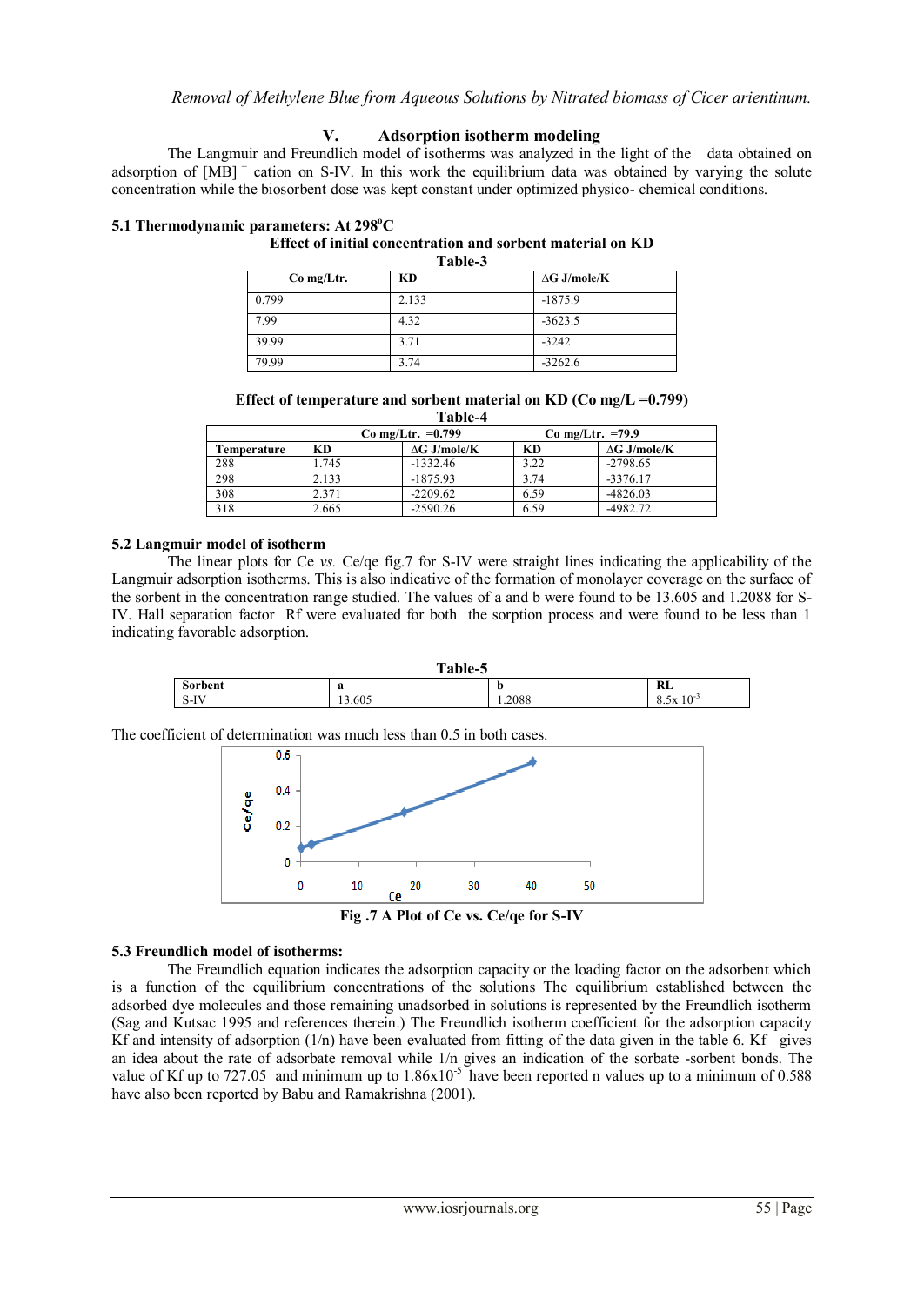## V. Adsorption isotherm modeling

The Langmuir and Freundlich model of isotherms was analyzed in the light of the data obtained on adsorption of $[MB]^+$ cation on S-IV. In this work the equilibrium data was obtained by varying the solute concentration while the biosorbent dose was kept constant under optimized physico- chemical conditions.

### 5.1 Thermodynamic parameters: At 298°C

**Effect of initial concentration and sorbent material on KD**

**Table-3**

| Co mg/Ltr. | KD | ΔG J/mole/K |
|---|---|---|
| 0.799 | 2.133 | -1875.9 |
| 7.99 | 4.32 | -3623.5 |
| 39.99 | 3.71 | -3242 |
| 79.99 | 3.74 | -3262.6 |

**Effect of temperature and sorbent material on KD (Co mg/L =0.799)**

**Table-4**

| | Co mg/Ltr. =0.799 | | Co mg/Ltr. =79.9 | |
|---|---|---|---|---|
| Temperature | KD | ΔG J/mole/K | KD | ΔG J/mole/K |
| 288 | 1.745 | -1332.46 | 3.22 | -2798.65 |
| 298 | 2.133 | -1875.93 | 3.74 | -3376.17 |
| 308 | 2.371 | -2209.62 | 6.59 | -4826.03 |
| 318 | 2.665 | -2590.26 | 6.59 | -4982.72 |

### 5.2 Langmuir model of isotherm

The linear plots for Ce *vs.* Ce/qe fig.7 for S-IV were straight lines indicating the applicability of the Langmuir adsorption isotherms. This is also indicative of the formation of monolayer coverage on the surface of the sorbent in the concentration range studied. The values of a and b were found to be 13.605 and 1.2088 for S-IV. Hall separation factor Rf were evaluated for both the sorption process and were found to be less than 1 indicating favorable adsorption.

**Table-5**

| Sorbent | a | b | RL |
|---|---|---|---|
| S-IV | 13.605 | 1.2088 | $8.5 \times 10^{-3}$ |

The coefficient of determination was much less than 0.5 in both cases.

**Fig .7 A Plot of Ce vs. Ce/qe for S-IV**

### 5.3 Freundlich model of isotherms:

The Freundlich equation indicates the adsorption capacity or the loading factor on the adsorbent which is a function of the equilibrium concentrations of the solutions The equilibrium established between the adsorbed dye molecules and those remaining unadsorbed in solutions is represented by the Freundlich isotherm (Sag and Kutsac 1995 and references therein.) The Freundlich isotherm coefficient for the adsorption capacity Kf and intensity of adsorption (1/n) have been evaluated from fitting of the data given in the table 6. Kf gives an idea about the rate of adsorbate removal while 1/n gives an indication of the sorbate -sorbent bonds. The value of Kf up to 727.05 and minimum up to $1.86 \times 10^{-5}$ have been reported n values up to a minimum of 0.588 have also been reported by Babu and Ramakrishna (2001).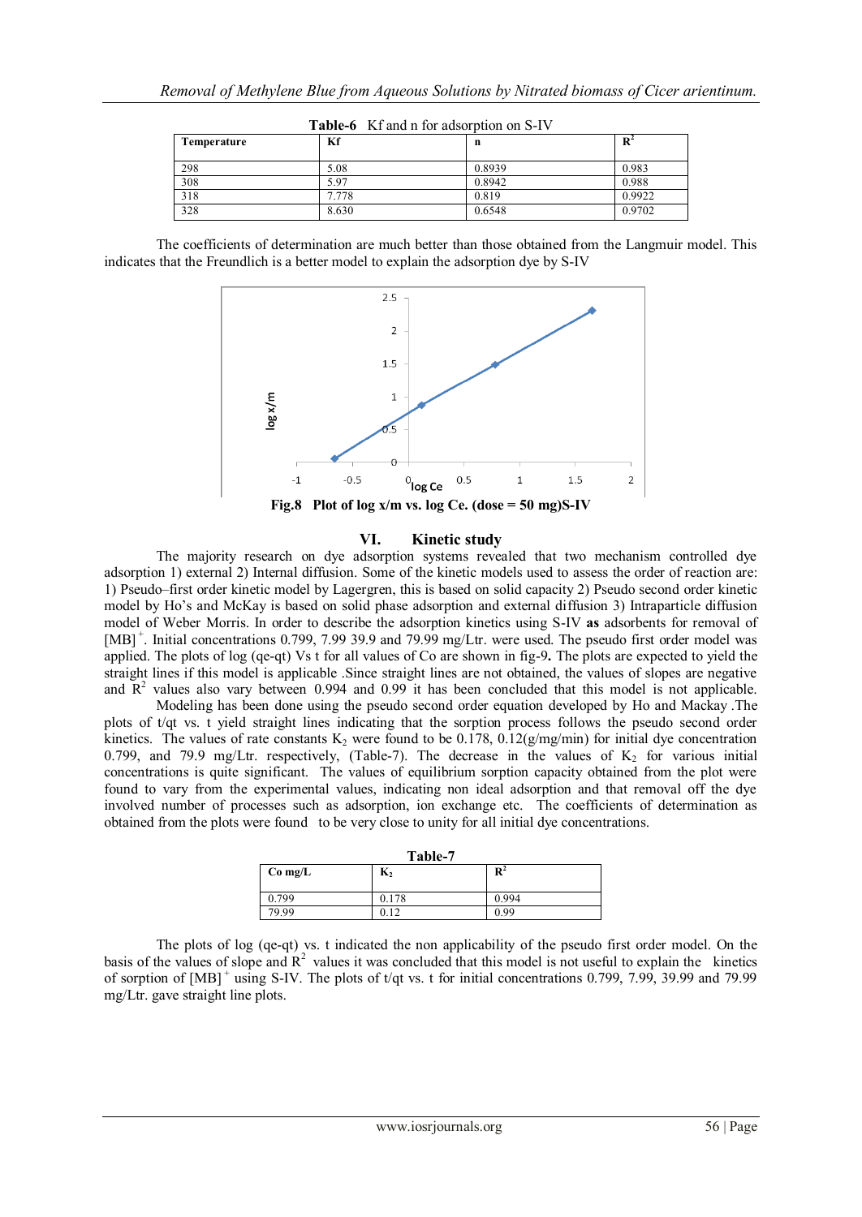**Table-6** Kf and n for adsorption on S-IV

| Temperature | Kf | n | $R^2$ |
|---|---|---|---|
| 298 | 5.08 | 0.8939 | 0.983 |
| 308 | 5.97 | 0.8942 | 0.988 |
| 318 | 7.778 | 0.819 | 0.9922 |
| 328 | 8.630 | 0.6548 | 0.9702 |

The coefficients of determination are much better than those obtained from the Langmuir model. This indicates that the Freundlich is a better model to explain the adsorption dye by S-IV

**Fig.8 Plot of log x/m vs. log Ce. (dose = 50 mg)S-IV**

## VI. Kinetic study

The majority research on dye adsorption systems revealed that two mechanism controlled dye adsorption 1) external 2) Internal diffusion. Some of the kinetic models used to assess the order of reaction are: 1) Pseudo–first order kinetic model by Lagergren, this is based on solid capacity 2) Pseudo second order kinetic model by Ho's and McKay is based on solid phase adsorption and external diffusion 3) Intraparticle diffusion model of Weber Morris. In order to describe the adsorption kinetics using S-IV **as** adsorbents for removal of $[MB]^+$. Initial concentrations 0.799, 7.99 39.9 and 79.99 mg/Ltr. were used. The pseudo first order model was applied. The plots of log (qe-qt) Vs t for all values of Co are shown in fig-9**.** The plots are expected to yield the straight lines if this model is applicable .Since straight lines are not obtained, the values of slopes are negative and $R^2$ values also vary between 0.994 and 0.99 it has been concluded that this model is not applicable.

Modeling has been done using the pseudo second order equation developed by Ho and Mackay .The plots of t/qt vs. t yield straight lines indicating that the sorption process follows the pseudo second order kinetics. The values of rate constants $K_2$ were found to be 0.178, 0.12(g/mg/min) for initial dye concentration 0.799, and 79.9 mg/Ltr. respectively, (Table-7). The decrease in the values of $K_2$ for various initial concentrations is quite significant. The values of equilibrium sorption capacity obtained from the plot were found to vary from the experimental values, indicating non ideal adsorption and that removal off the dye involved number of processes such as adsorption, ion exchange etc. The coefficients of determination as obtained from the plots were found to be very close to unity for all initial dye concentrations.

**Table-7**

| Co mg/L | $K_2$ | $R^2$ |
|---|---|---|
| 0.799 | 0.178 | 0.994 |
| 79.99 | 0.12 | 0.99 |

The plots of log (qe-qt) vs. t indicated the non applicability of the pseudo first order model. On the basis of the values of slope and $R^2$ values it was concluded that this model is not useful to explain the kinetics of sorption of $[MB]^+$ using S-IV. The plots of t/qt vs. t for initial concentrations 0.799, 7.99, 39.99 and 79.99 mg/Ltr. gave straight line plots.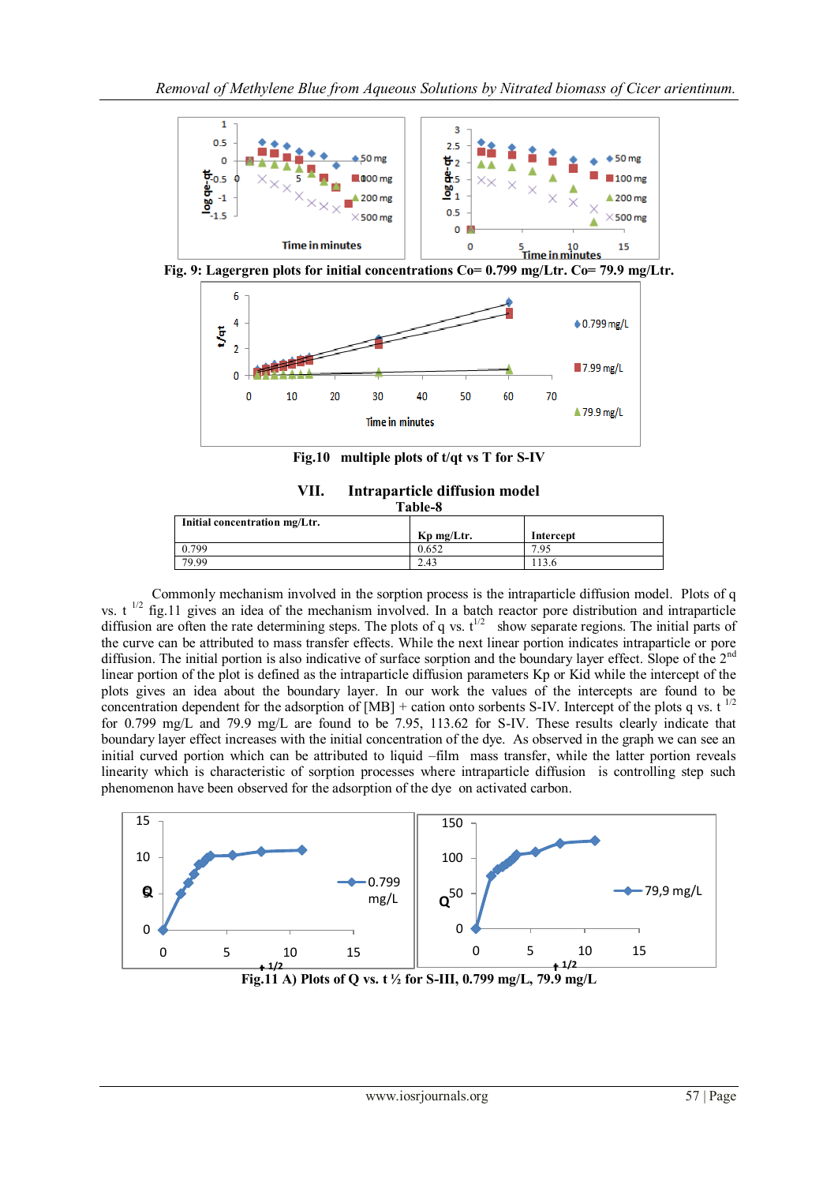Fig. 9: Lagergren plots for initial concentrations Co= 0.799 mg/Ltr. Co= 79.9 mg/Ltr.

Fig.10 multiple plots of t/qt vs T for S-IV

## VII. Intraparticle diffusion model

Table-8

| Initial concentration mg/Ltr. | Kp mg/Ltr. | Intercept |
|---|---|---|
| 0.799 | 0.652 | 7.95 |
| 79.99 | 2.43 | 113.6 |

Commonly mechanism involved in the sorption process is the intraparticle diffusion model. Plots of q vs. $t^{1/2}$ fig.11 gives an idea of the mechanism involved. In a batch reactor pore distribution and intraparticle diffusion are often the rate determining steps. The plots of q vs. $t^{1/2}$ show separate regions. The initial parts of the curve can be attributed to mass transfer effects. While the next linear portion indicates intraparticle or pore diffusion. The initial portion is also indicative of surface sorption and the boundary layer effect. Slope of the $2^{nd}$ linear portion of the plot is defined as the intraparticle diffusion parameters Kp or Kid while the intercept of the plots gives an idea about the boundary layer. In our work the values of the intercepts are found to be concentration dependent for the adsorption of [MB] + cation onto sorbents S-IV. Intercept of the plots q vs. $t^{1/2}$ for 0.799 mg/L and 79.9 mg/L are found to be 7.95, 113.62 for S-IV. These results clearly indicate that boundary layer effect increases with the initial concentration of the dye. As observed in the graph we can see an initial curved portion which can be attributed to liquid –film mass transfer, while the latter portion reveals linearity which is characteristic of sorption processes where intraparticle diffusion is controlling step such phenomenon have been observed for the adsorption of the dye on activated carbon.

Fig.11 A) Plots of Q vs. t ½ for S-III, 0.799 mg/L, 79.9 mg/L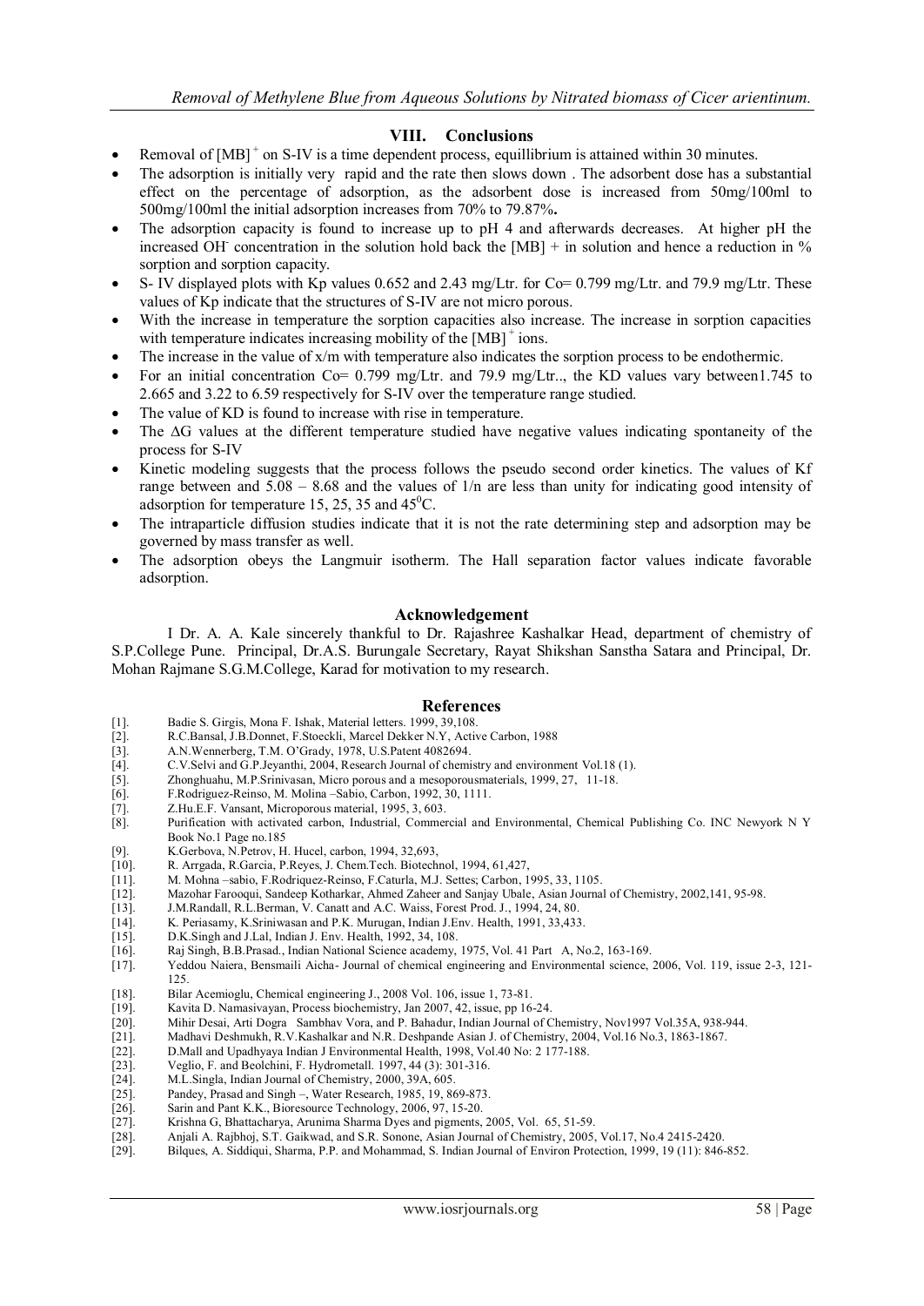## VIII. Conclusions

- Removal of $[MB]^+$ on S-IV is a time dependent process, equillibrium is attained within 30 minutes.
- The adsorption is initially very rapid and the rate then slows down . The adsorbent dose has a substantial effect on the percentage of adsorption, as the adsorbent dose is increased from 50mg/100ml to 500mg/100ml the initial adsorption increases from 70% to 79.87%**.**
- The adsorption capacity is found to increase up to pH 4 and afterwards decreases. At higher pH the increased $OH^-$ concentration in the solution hold back the [MB] + in solution and hence a reduction in % sorption and sorption capacity.
- S- IV displayed plots with Kp values 0.652 and 2.43 mg/Ltr. for Co= 0.799 mg/Ltr. and 79.9 mg/Ltr. These values of Kp indicate that the structures of S-IV are not micro porous.
- With the increase in temperature the sorption capacities also increase. The increase in sorption capacities with temperature indicates increasing mobility of the $[MB]^+$ ions.
- The increase in the value of x/m with temperature also indicates the sorption process to be endothermic.
- For an initial concentration Co= 0.799 mg/Ltr. and 79.9 mg/Ltr.., the KD values vary between1.745 to 2.665 and 3.22 to 6.59 respectively for S-IV over the temperature range studied.
- The value of KD is found to increase with rise in temperature.
- The ΔG values at the different temperature studied have negative values indicating spontaneity of the process for S-IV
- Kinetic modeling suggests that the process follows the pseudo second order kinetics. The values of Kf range between and 5.08 – 8.68 and the values of 1/n are less than unity for indicating good intensity of adsorption for temperature 15, 25, 35 and $45^0$C.
- The intraparticle diffusion studies indicate that it is not the rate determining step and adsorption may be governed by mass transfer as well.
- The adsorption obeys the Langmuir isotherm. The Hall separation factor values indicate favorable adsorption.

## Acknowledgement

I Dr. A. A. Kale sincerely thankful to Dr. Rajashree Kashalkar Head, department of chemistry of S.P.College Pune. Principal, Dr.A.S. Burungale Secretary, Rayat Shikshan Sanstha Satara and Principal, Dr. Mohan Rajmane S.G.M.College, Karad for motivation to my research.

## References

[1]. Badie S. Girgis, Mona F. Ishak, Material letters. 1999, 39,108.
[2]. R.C.Bansal, J.B.Donnet, F.Stoeckli, Marcel Dekker N.Y, Active Carbon, 1988
[3]. A.N.Wennerberg, T.M. O'Grady, 1978, U.S.Patent 4082694.
[4]. C.V.Selvi and G.P.Jeyanthi, 2004, Research Journal of chemistry and environment Vol.18 (1).
[5]. Zhonghuahu, M.P.Srinivasan, Micro porous and a mesoporousmaterials, 1999, 27, 11-18.
[6]. F.Rodriguez-Reinso, M. Molina –Sabio, Carbon, 1992, 30, 1111.
[7]. Z.Hu.E.F. Vansant, Microporous material, 1995, 3, 603.
[8]. Purification with activated carbon, Industrial, Commercial and Environmental, Chemical Publishing Co. INC Newyork N Y Book No.1 Page no.185
[9]. K.Gerbova, N.Petrov, H. Hucel, carbon, 1994, 32,693,
[10]. R. Arrgada, R.Garcia, P.Reyes, J. Chem.Tech. Biotechnol, 1994, 61,427,
[11]. M. Mohna –sabio, F.Rodriquez-Reinso, F.Caturla, M.J. Settes; Carbon, 1995, 33, 1105.
[12]. Mazohar Farooqui, Sandeep Kotharkar, Ahmed Zaheer and Sanjay Ubale, Asian Journal of Chemistry, 2002,141, 95-98.
[13]. J.M.Randall, R.L.Berman, V. Canatt and A.C. Waiss, Forest Prod. J., 1994, 24, 80.
[14]. K. Periasamy, K.Sriniwasan and P.K. Murugan, Indian J.Env. Health, 1991, 33,433.
[15]. D.K.Singh and J.Lal, Indian J. Env. Health, 1992, 34, 108.
[16]. Raj Singh, B.B.Prasad., Indian National Science academy, 1975, Vol. 41 Part A, No.2, 163-169.
[17]. Yeddou Naiera, Bensmaili Aicha- Journal of chemical engineering and Environmental science, 2006, Vol. 119, issue 2-3, 121-125.
[18]. Bilar Acemioglu, Chemical engineering J., 2008 Vol. 106, issue 1, 73-81.
[19]. Kavita D. Namasivayan, Process biochemistry, Jan 2007, 42, issue, pp 16-24.
[20]. Mihir Desai, Arti Dogra Sambhav Vora, and P. Bahadur, Indian Journal of Chemistry, Nov1997 Vol.35A, 938-944.
[21]. Madhavi Deshmukh, R.V.Kashalkar and N.R. Deshpande Asian J. of Chemistry, 2004, Vol.16 No.3, 1863-1867.
[22]. D.Mall and Upadhyaya Indian J Environmental Health, 1998, Vol.40 No: 2 177-188.
[23]. Veglio, F. and Beolchini, F. Hydrometall. 1997, 44 (3): 301-316.
[24]. M.L.Singla, Indian Journal of Chemistry, 2000, 39A, 605.
[25]. Pandey, Prasad and Singh –, Water Research, 1985, 19, 869-873.
[26]. Sarin and Pant K.K., Bioresource Technology, 2006, 97, 15-20.
[27]. Krishna G, Bhattacharya, Arunima Sharma Dyes and pigments, 2005, Vol. 65, 51-59.
[28]. Anjali A. Rajbhoj, S.T. Gaikwad, and S.R. Sonone, Asian Journal of Chemistry, 2005, Vol.17, No.4 2415-2420.
[29]. Bilques, A. Siddiqui, Sharma, P.P. and Mohammad, S. Indian Journal of Environ Protection, 1999, 19 (11): 846-852.